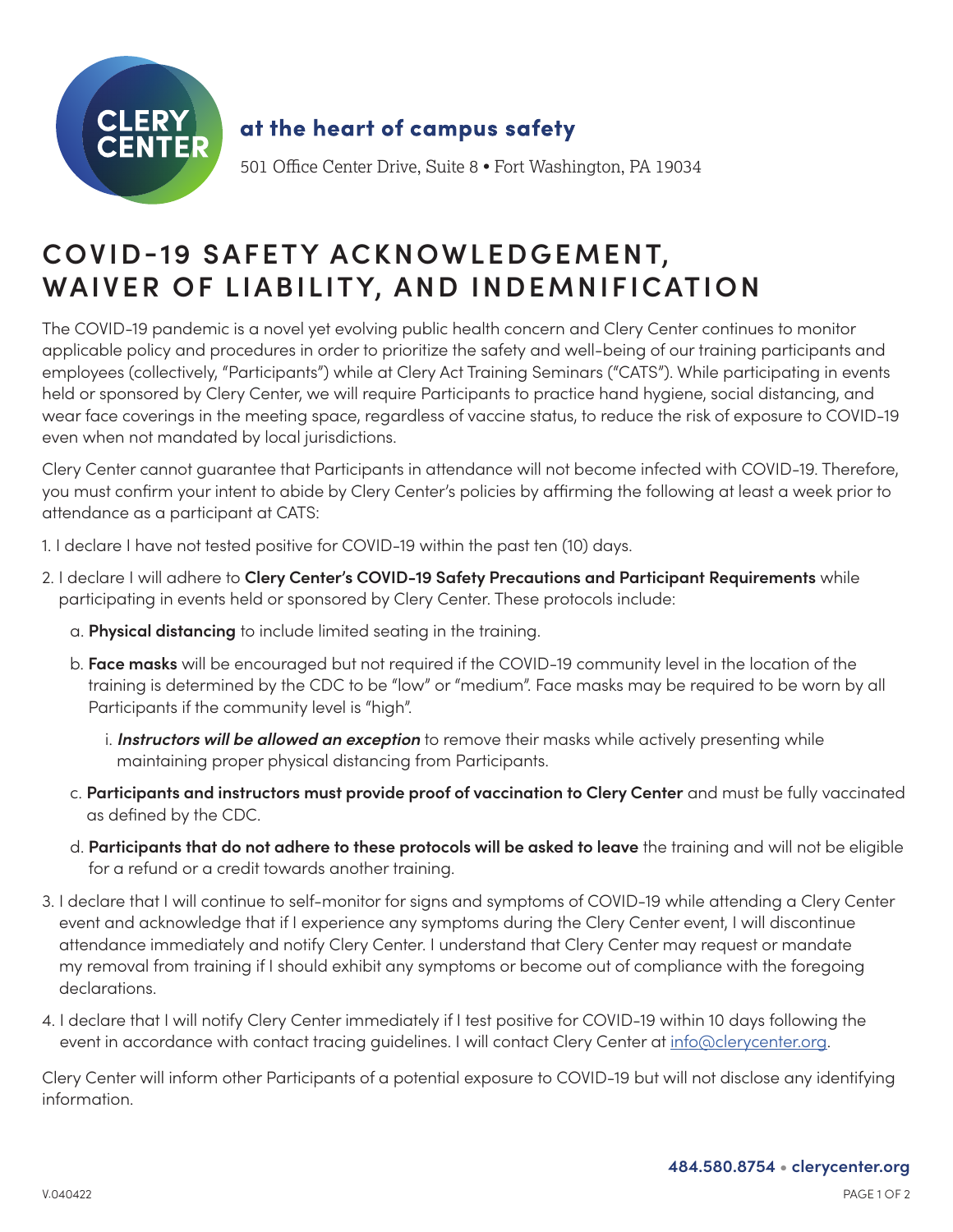CLERY CENTER

**at the heart of campus safety**

501 Office Center Drive, Suite 8 • Fort Washington, PA 19034

# COVID-19 SAFETY ACKNOWLEDGEMENT, WAIVER OF LIABILITY, AND INDEMNIFICATION

The COVID-19 pandemic is a novel yet evolving public health concern and Clery Center continues to monitor applicable policy and procedures in order to prioritize the safety and well-being of our training participants and employees (collectively, "Participants") while at Clery Act Training Seminars ("CATS"). While participating in events held or sponsored by Clery Center, we will require Participants to practice hand hygiene, social distancing, and wear face coverings in the meeting space, regardless of vaccine status, to reduce the risk of exposure to COVID-19 even when not mandated by local jurisdictions.

Clery Center cannot guarantee that Participants in attendance will not become infected with COVID-19. Therefore, you must confirm your intent to abide by Clery Center's policies by affirming the following at least a week prior to attendance as a participant at CATS:

1. I declare I have not tested positive for COVID-19 within the past ten (10) days.
2. I declare I will adhere to **Clery Center's COVID-19 Safety Precautions and Participant Requirements** while participating in events held or sponsored by Clery Center. These protocols include:
   a. **Physical distancing** to include limited seating in the training.
   b. **Face masks** will be encouraged but not required if the COVID-19 community level in the location of the training is determined by the CDC to be "low" or "medium". Face masks may be required to be worn by all Participants if the community level is "high".
      i. ***Instructors will be allowed an exception*** to remove their masks while actively presenting while maintaining proper physical distancing from Participants.
   c. **Participants and instructors must provide proof of vaccination to Clery Center** and must be fully vaccinated as defined by the CDC.
   d. **Participants that do not adhere to these protocols will be asked to leave** the training and will not be eligible for a refund or a credit towards another training.
3. I declare that I will continue to self-monitor for signs and symptoms of COVID-19 while attending a Clery Center event and acknowledge that if I experience any symptoms during the Clery Center event, I will discontinue attendance immediately and notify Clery Center. I understand that Clery Center may request or mandate my removal from training if I should exhibit any symptoms or become out of compliance with the foregoing declarations.
4. I declare that I will notify Clery Center immediately if I test positive for COVID-19 within 10 days following the event in accordance with contact tracing guidelines. I will contact Clery Center at info@clerycenter.org.

Clery Center will inform other Participants of a potential exposure to COVID-19 but will not disclose any identifying information.

**484.580.8754 • clerycenter.org**

V.040422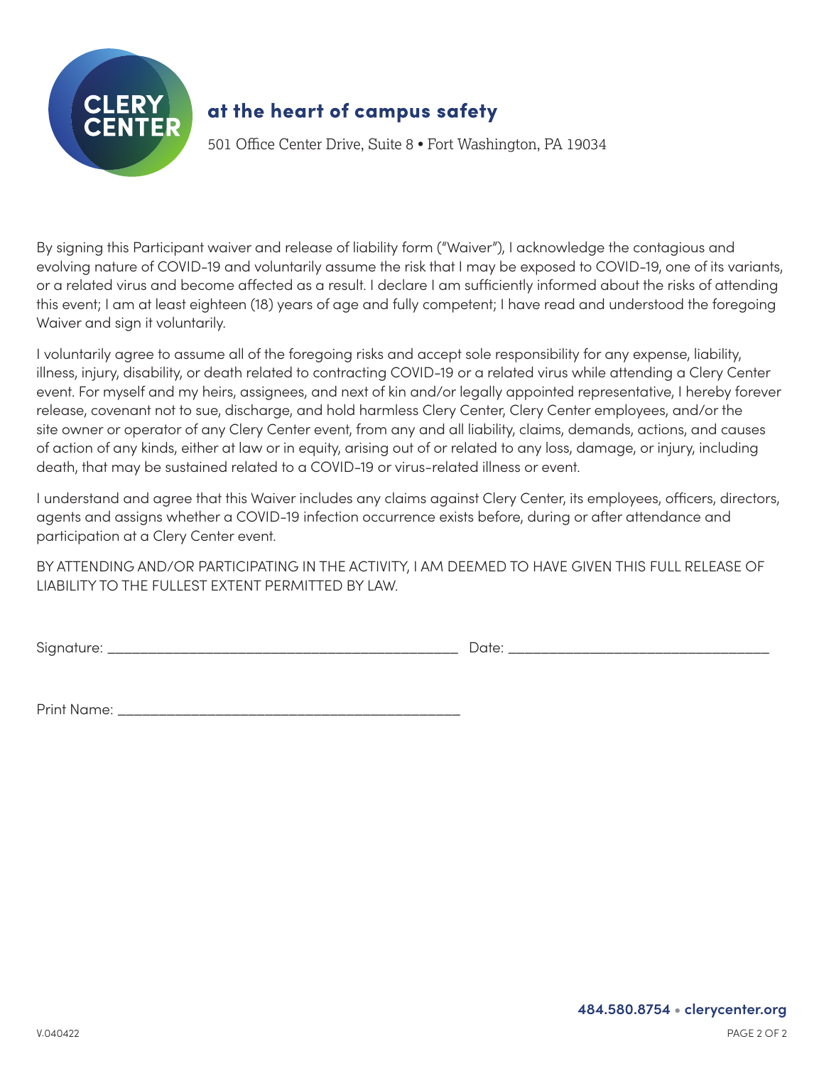CLERY CENTER

**at the heart of campus safety**

501 Office Center Drive, Suite 8 • Fort Washington, PA 19034

By signing this Participant waiver and release of liability form ("Waiver"), I acknowledge the contagious and evolving nature of COVID-19 and voluntarily assume the risk that I may be exposed to COVID-19, one of its variants, or a related virus and become affected as a result. I declare I am sufficiently informed about the risks of attending this event; I am at least eighteen (18) years of age and fully competent; I have read and understood the foregoing Waiver and sign it voluntarily.

I voluntarily agree to assume all of the foregoing risks and accept sole responsibility for any expense, liability, illness, injury, disability, or death related to contracting COVID-19 or a related virus while attending a Clery Center event. For myself and my heirs, assignees, and next of kin and/or legally appointed representative, I hereby forever release, covenant not to sue, discharge, and hold harmless Clery Center, Clery Center employees, and/or the site owner or operator of any Clery Center event, from any and all liability, claims, demands, actions, and causes of action of any kinds, either at law or in equity, arising out of or related to any loss, damage, or injury, including death, that may be sustained related to a COVID-19 or virus-related illness or event.

I understand and agree that this Waiver includes any claims against Clery Center, its employees, officers, directors, agents and assigns whether a COVID-19 infection occurrence exists before, during or after attendance and participation at a Clery Center event.

BY ATTENDING AND/OR PARTICIPATING IN THE ACTIVITY, I AM DEEMED TO HAVE GIVEN THIS FULL RELEASE OF LIABILITY TO THE FULLEST EXTENT PERMITTED BY LAW.

Signature: ______________________________________________ Date: _________________________________

Print Name: ______________________________________________

**484.580.8754 • clerycenter.org**

V.040422